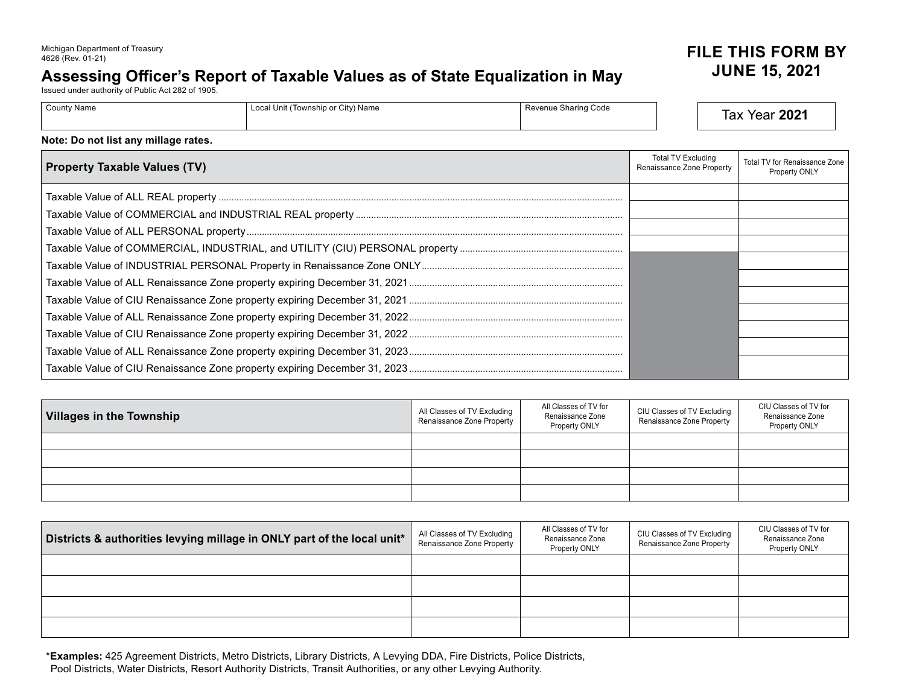Michigan Department of Treasury
4626 (Rev. 01-21)

# Assessing Officer's Report of Taxable Values as of State Equalization in May

Issued under authority of Public Act 282 of 1905.

**FILE THIS FORM BY JUNE 15, 2021**

| County Name | Local Unit (Township or City) Name | Revenue Sharing Code |
|---|---|---|
| | | |

Tax Year **2021**

**Note: Do not list any millage rates.**

| Property Taxable Values (TV) | Total TV Excluding Renaissance Zone Property | Total TV for Renaissance Zone Property ONLY |
|---|---|---|
| Taxable Value of ALL REAL property | | |
| Taxable Value of COMMERCIAL and INDUSTRIAL REAL property | | |
| Taxable Value of ALL PERSONAL property | | |
| Taxable Value of COMMERCIAL, INDUSTRIAL, and UTILITY (CIU) PERSONAL property | | |
| Taxable Value of INDUSTRIAL PERSONAL Property in Renaissance Zone ONLY | | |
| Taxable Value of ALL Renaissance Zone property expiring December 31, 2021 | | |
| Taxable Value of CIU Renaissance Zone property expiring December 31, 2021 | | |
| Taxable Value of ALL Renaissance Zone property expiring December 31, 2022 | | |
| Taxable Value of CIU Renaissance Zone property expiring December 31, 2022 | | |
| Taxable Value of ALL Renaissance Zone property expiring December 31, 2023 | | |
| Taxable Value of CIU Renaissance Zone property expiring December 31, 2023 | | |

| Villages in the Township | All Classes of TV Excluding Renaissance Zone Property | All Classes of TV for Renaissance Zone Property ONLY | CIU Classes of TV Excluding Renaissance Zone Property | CIU Classes of TV for Renaissance Zone Property ONLY |
|---|---|---|---|---|
| | | | | |
| | | | | |
| | | | | |
| | | | | |

| Districts & authorities levying millage in ONLY part of the local unit* | All Classes of TV Excluding Renaissance Zone Property | All Classes of TV for Renaissance Zone Property ONLY | CIU Classes of TV Excluding Renaissance Zone Property | CIU Classes of TV for Renaissance Zone Property ONLY |
|---|---|---|---|---|
| | | | | |
| | | | | |
| | | | | |
| | | | | |

*__Examples:__ 425 Agreement Districts, Metro Districts, Library Districts, A Levying DDA, Fire Districts, Police Districts, Pool Districts, Water Districts, Resort Authority Districts, Transit Authorities, or any other Levying Authority.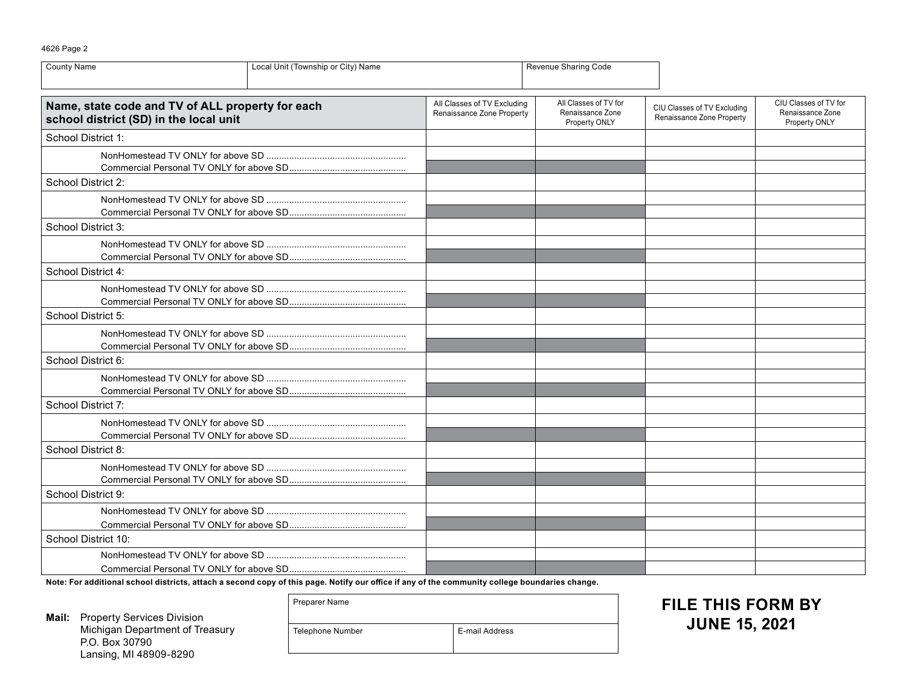4626 Page 2

| County Name | Local Unit (Township or City) Name | Revenue Sharing Code |
|---|---|---|
| | | |

| **Name, state code and TV of ALL property for each school district (SD) in the local unit** | All Classes of TV Excluding Renaissance Zone Property | All Classes of TV for Renaissance Zone Property ONLY | CIU Classes of TV Excluding Renaissance Zone Property | CIU Classes of TV for Renaissance Zone Property ONLY |
|---|---|---|---|---|
| School District 1: | | | | |
| NonHomestead TV ONLY for above SD ....................................................... | | | | |
| Commercial Personal TV ONLY for above SD.............................................. | | | | |
| School District 2: | | | | |
| NonHomestead TV ONLY for above SD ....................................................... | | | | |
| Commercial Personal TV ONLY for above SD.............................................. | | | | |
| School District 3: | | | | |
| NonHomestead TV ONLY for above SD ....................................................... | | | | |
| Commercial Personal TV ONLY for above SD.............................................. | | | | |
| School District 4: | | | | |
| NonHomestead TV ONLY for above SD ....................................................... | | | | |
| Commercial Personal TV ONLY for above SD.............................................. | | | | |
| School District 5: | | | | |
| NonHomestead TV ONLY for above SD ....................................................... | | | | |
| Commercial Personal TV ONLY for above SD.............................................. | | | | |
| School District 6: | | | | |
| NonHomestead TV ONLY for above SD ....................................................... | | | | |
| Commercial Personal TV ONLY for above SD.............................................. | | | | |
| School District 7: | | | | |
| NonHomestead TV ONLY for above SD ....................................................... | | | | |
| Commercial Personal TV ONLY for above SD.............................................. | | | | |
| School District 8: | | | | |
| NonHomestead TV ONLY for above SD ....................................................... | | | | |
| Commercial Personal TV ONLY for above SD.............................................. | | | | |
| School District 9: | | | | |
| NonHomestead TV ONLY for above SD ....................................................... | | | | |
| Commercial Personal TV ONLY for above SD.............................................. | | | | |
| School District 10: | | | | |
| NonHomestead TV ONLY for above SD ....................................................... | | | | |
| Commercial Personal TV ONLY for above SD.............................................. | | | | |

**Note: For additional school districts, attach a second copy of this page. Notify our office if any of the community college boundaries change.**

**Mail:** Property Services Division
Michigan Department of Treasury
P.O. Box 30790
Lansing, MI 48909-8290

| Preparer Name | |
|---|---|
| Telephone Number | E-mail Address |

**FILE THIS FORM BY JUNE 15, 2021**